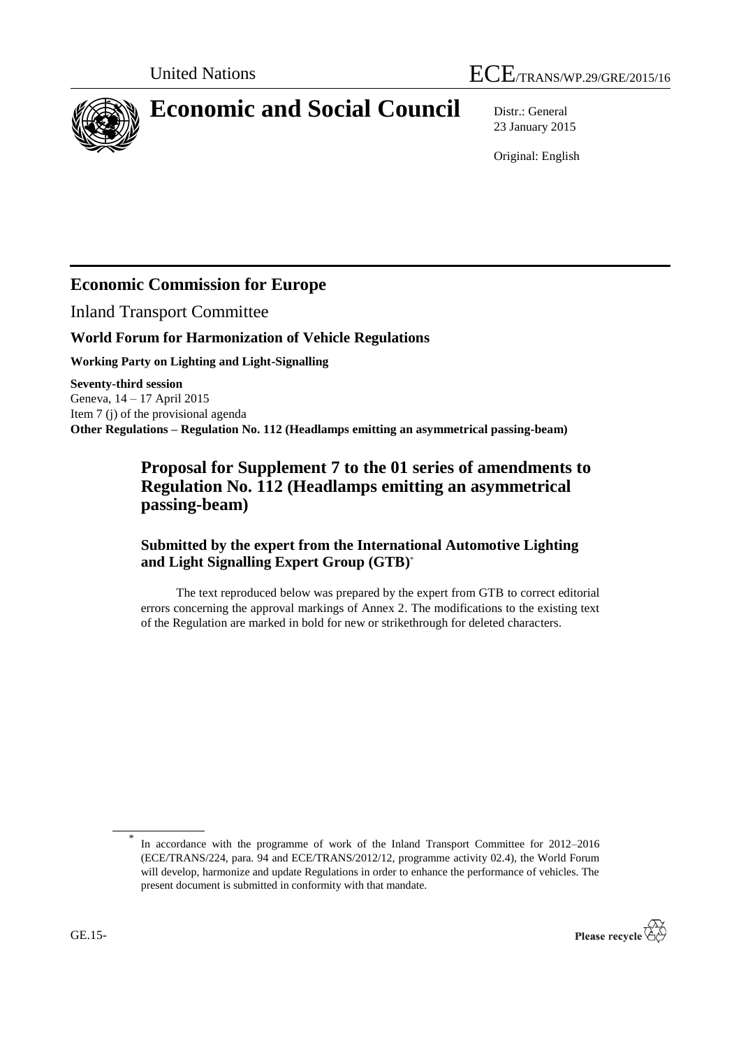United Nations | ECE/TRANS/WP.29/GRE/2015/16

# Economic and Social Council

Distr.: General
23 January 2015

Original: English

## Economic Commission for Europe

Inland Transport Committee

### World Forum for Harmonization of Vehicle Regulations

**Working Party on Lighting and Light-Signalling**

**Seventy-third session**
Geneva, 14 – 17 April 2015
Item 7 (j) of the provisional agenda
**Other Regulations – Regulation No. 112 (Headlamps emitting an asymmetrical passing-beam)**

## Proposal for Supplement 7 to the 01 series of amendments to Regulation No. 112 (Headlamps emitting an asymmetrical passing-beam)

### Submitted by the expert from the International Automotive Lighting and Light Signalling Expert Group (GTB)*

The text reproduced below was prepared by the expert from GTB to correct editorial errors concerning the approval markings of Annex 2. The modifications to the existing text of the Regulation are marked in bold for new or strikethrough for deleted characters.

---

\* In accordance with the programme of work of the Inland Transport Committee for 2012–2016 (ECE/TRANS/224, para. 94 and ECE/TRANS/2012/12, programme activity 02.4), the World Forum will develop, harmonize and update Regulations in order to enhance the performance of vehicles. The present document is submitted in conformity with that mandate.

GE.15-

Please recycle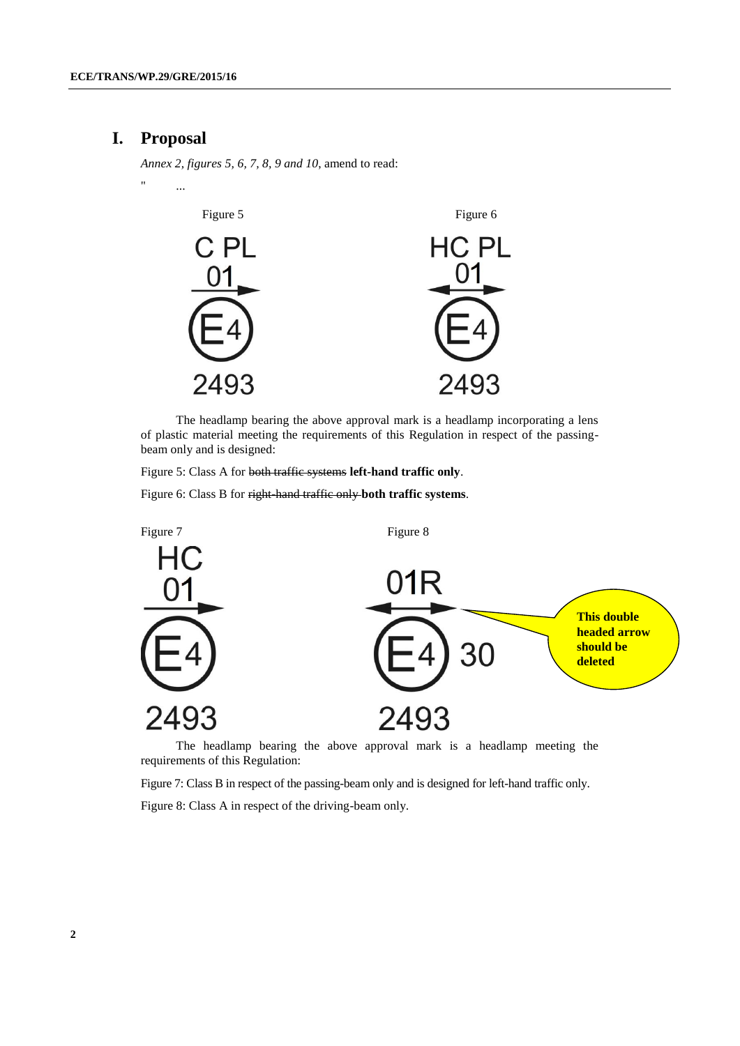# I. Proposal

*Annex 2, figures 5, 6, 7, 8, 9 and 10*, amend to read:

" ...

Figure 5

C PL
01
E4
2493

Figure 6

HC PL
01
E4
2493

The headlamp bearing the above approval mark is a headlamp incorporating a lens of plastic material meeting the requirements of this Regulation in respect of the passing-beam only and is designed:

Figure 5: Class A for ~~both traffic systems~~ **left-hand traffic only**.

Figure 6: Class B for ~~right-hand traffic only~~ **both traffic systems**.

Figure 7

HC
01
E4
2493

Figure 8

01R
E4 30
2493

**This double headed arrow should be deleted**

The headlamp bearing the above approval mark is a headlamp meeting the requirements of this Regulation:

Figure 7: Class B in respect of the passing-beam only and is designed for left-hand traffic only.

Figure 8: Class A in respect of the driving-beam only.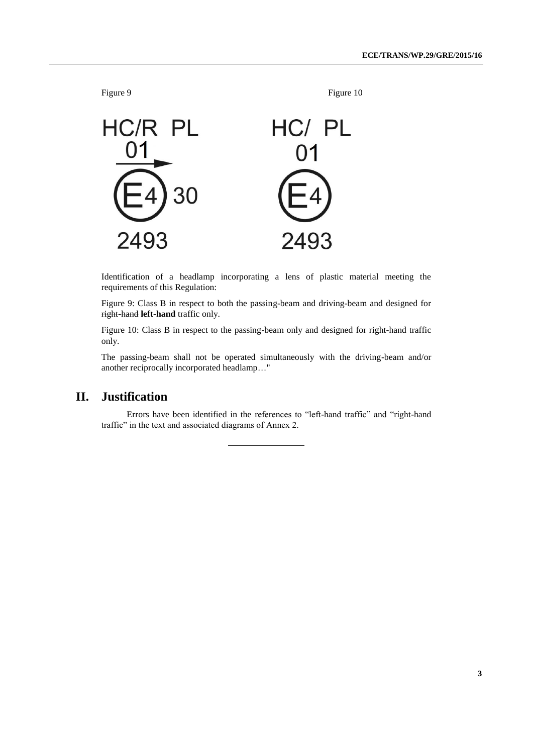Figure 9

HC/R PL
01
E4 30
2493

Figure 10

HC/ PL
01
E4
2493

Identification of a headlamp incorporating a lens of plastic material meeting the requirements of this Regulation:

Figure 9: Class B in respect to both the passing-beam and driving-beam and designed for ~~right-hand~~ **left-hand** traffic only.

Figure 10: Class B in respect to the passing-beam only and designed for right-hand traffic only.

The passing-beam shall not be operated simultaneously with the driving-beam and/or another reciprocally incorporated headlamp…"

## II. Justification

Errors have been identified in the references to "left-hand traffic" and "right-hand traffic" in the text and associated diagrams of Annex 2.